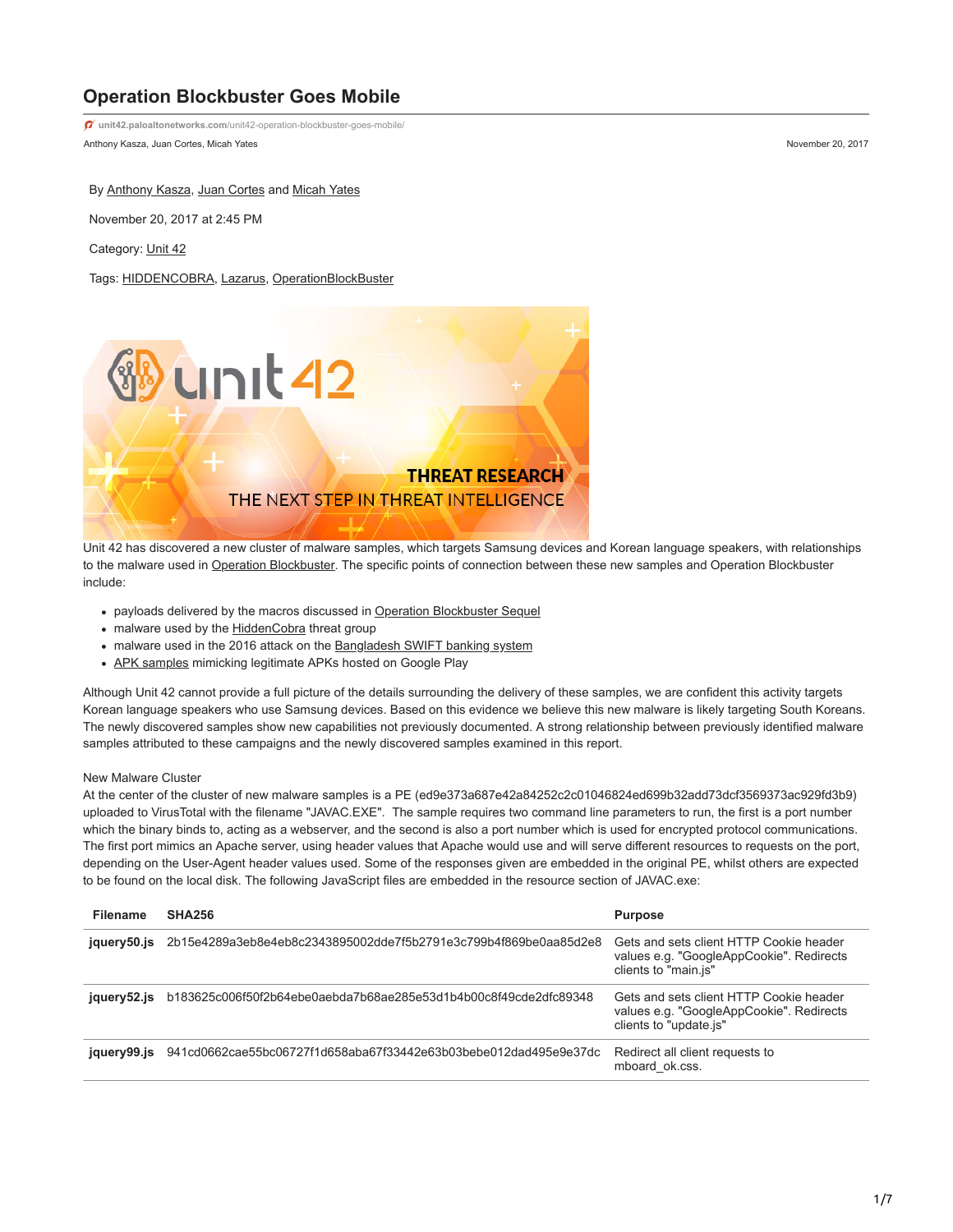# Operation Blockbuster Goes Mobile

unit42.paloaltonetworks.com/unit42-operation-blockbuster-goes-mobile/

Anthony Kasza, Juan Cortes, Micah Yates

November 20, 2017

By Anthony Kasza, Juan Cortes and Micah Yates

November 20, 2017 at 2:45 PM

Category: Unit 42

Tags: HIDDENCOBRA, Lazarus, OperationBlockBuster

Unit 42 has discovered a new cluster of malware samples, which targets Samsung devices and Korean language speakers, with relationships to the malware used in Operation Blockbuster. The specific points of connection between these new samples and Operation Blockbuster include:

- payloads delivered by the macros discussed in Operation Blockbuster Sequel
- malware used by the HiddenCobra threat group
- malware used in the 2016 attack on the Bangladesh SWIFT banking system
- APK samples mimicking legitimate APKs hosted on Google Play

Although Unit 42 cannot provide a full picture of the details surrounding the delivery of these samples, we are confident this activity targets Korean language speakers who use Samsung devices. Based on this evidence we believe this new malware is likely targeting South Koreans. The newly discovered samples show new capabilities not previously documented. A strong relationship between previously identified malware samples attributed to these campaigns and the newly discovered samples examined in this report.

## New Malware Cluster

At the center of the cluster of new malware samples is a PE (ed9e373a687e42a84252c2c01046824ed699b32add73dcf3569373ac929fd3b9) uploaded to VirusTotal with the filename "JAVAC.EXE". The sample requires two command line parameters to run, the first is a port number which the binary binds to, acting as a webserver, and the second is also a port number which is used for encrypted protocol communications. The first port mimics an Apache server, using header values that Apache would use and will serve different resources to requests on the port, depending on the User-Agent header values used. Some of the responses given are embedded in the original PE, whilst others are expected to be found on the local disk. The following JavaScript files are embedded in the resource section of JAVAC.exe:

| Filename | SHA256 | Purpose |
|---|---|---|
| **jquery50.js** | 2b15e4289a3eb8e4eb8c2343895002dde7f5b2791e3c799b4f869be0aa85d2e8 | Gets and sets client HTTP Cookie header values e.g. "GoogleAppCookie". Redirects clients to "main.js" |
| **jquery52.js** | b183625c006f50f2b64ebe0aebda7b68ae285e53d1b4b00c8f49cde2dfc89348 | Gets and sets client HTTP Cookie header values e.g. "GoogleAppCookie". Redirects clients to "update.js" |
| **jquery99.js** | 941cd0662cae55bc06727f1d658aba67f33442e63b03bebe012dad495e9e37dc | Redirect all client requests to mboard_ok.css. |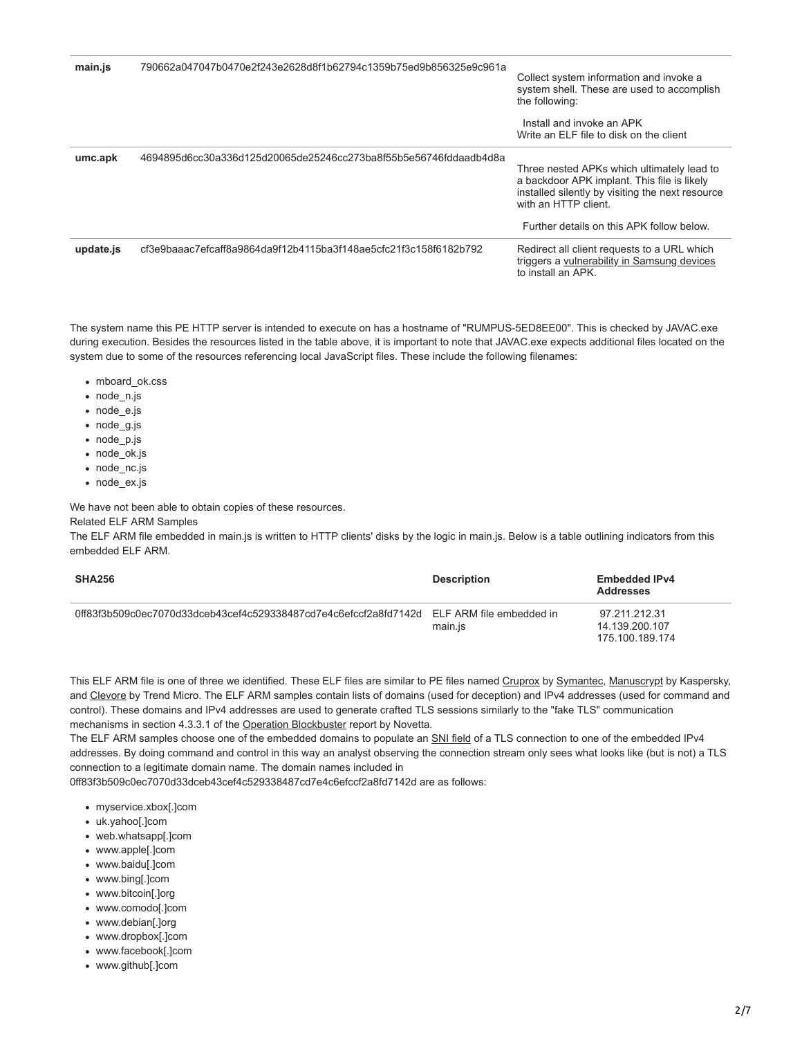| | | |
|---|---|---|
| **main.js** | 790662a047047b0470e2f243e2628d8f1b62794c1359b75ed9b856325e9c961a | Collect system information and invoke a system shell. These are used to accomplish the following:<br><br>Install and invoke an APK<br>Write an ELF file to disk on the client |
| **umc.apk** | 4694895d6cc30a336d125d20065de25246cc273ba8f55b5e56746fddaadb4d8a | Three nested APKs which ultimately lead to a backdoor APK implant. This file is likely installed silently by visiting the next resource with an HTTP client.<br><br>Further details on this APK follow below. |
| **update.js** | cf3e9baaac7efcaff8a9864da9f12b4115ba3f148ae5cfc21f3c158f6182b792 | Redirect all client requests to a URL which triggers a vulnerability in Samsung devices to install an APK. |

The system name this PE HTTP server is intended to execute on has a hostname of "RUMPUS-5ED8EE00". This is checked by JAVAC.exe during execution. Besides the resources listed in the table above, it is important to note that JAVAC.exe expects additional files located on the system due to some of the resources referencing local JavaScript files. These include the following filenames:

- mboard_ok.css
- node_n.js
- node_e.js
- node_g.js
- node_p.js
- node_ok.js
- node_nc.js
- node_ex.js

We have not been able to obtain copies of these resources.

Related ELF ARM Samples

The ELF ARM file embedded in main.js is written to HTTP clients' disks by the logic in main.js. Below is a table outlining indicators from this embedded ELF ARM.

| SHA256 | Description | Embedded IPv4 Addresses |
|---|---|---|
| 0ff83f3b509c0ec7070d33dceb43cef4c529338487cd7e4c6efccf2a8fd7142d | ELF ARM file embedded in main.js | 97.211.212.31<br>14.139.200.107<br>175.100.189.174 |

This ELF ARM file is one of three we identified. These ELF files are similar to PE files named Cruprox by Symantec, Manuscrypt by Kaspersky, and Clevore by Trend Micro. The ELF ARM samples contain lists of domains (used for deception) and IPv4 addresses (used for command and control). These domains and IPv4 addresses are used to generate crafted TLS sessions similarly to the "fake TLS" communication mechanisms in section 4.3.3.1 of the Operation Blockbuster report by Novetta.

The ELF ARM samples choose one of the embedded domains to populate an SNI field of a TLS connection to one of the embedded IPv4 addresses. By doing command and control in this way an analyst observing the connection stream only sees what looks like (but is not) a TLS connection to a legitimate domain name. The domain names included in 0ff83f3b509c0ec7070d33dceb43cef4c529338487cd7e4c6efccf2a8fd7142d are as follows:

- myservice.xbox[.]com
- uk.yahoo[.]com
- web.whatsapp[.]com
- www.apple[.]com
- www.baidu[.]com
- www.bing[.]com
- www.bitcoin[.]org
- www.comodo[.]com
- www.debian[.]org
- www.dropbox[.]com
- www.facebook[.]com
- www.github[.]com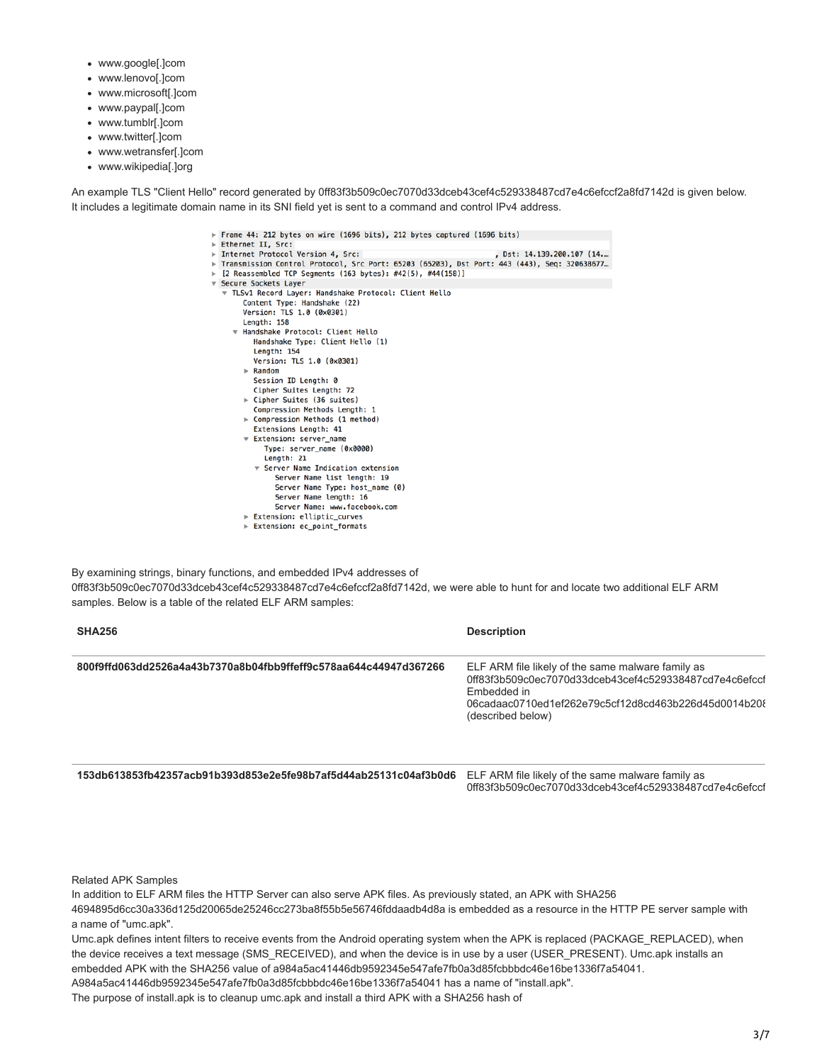- www.google[.]com
- www.lenovo[.]com
- www.microsoft[.]com
- www.paypal[.]com
- www.tumblr[.]com
- www.twitter[.]com
- www.wetransfer[.]com
- www.wikipedia[.]org

An example TLS "Client Hello" record generated by 0ff83f3b509c0ec7070d33dceb43cef4c529338487cd7e4c6efccf2a8fd7142d is given below. It includes a legitimate domain name in its SNI field yet is sent to a command and control IPv4 address.

```
▶ Frame 44: 212 bytes on wire (1696 bits), 212 bytes captured (1696 bits)
▶ Ethernet II, Src:
▶ Internet Protocol Version 4, Src:                              , Dst: 14.139.200.107 (14.…
▶ Transmission Control Protocol, Src Port: 65203 (65203), Dst Port: 443 (443), Seq: 320638677…
▶ [2 Reassembled TCP Segments (163 bytes): #42(5), #44(158)]
▼ Secure Sockets Layer
  ▼ TLSv1 Record Layer: Handshake Protocol: Client Hello
      Content Type: Handshake (22)
      Version: TLS 1.0 (0x0301)
      Length: 158
    ▼ Handshake Protocol: Client Hello
        Handshake Type: Client Hello (1)
        Length: 154
        Version: TLS 1.0 (0x0301)
      ▶ Random
        Session ID Length: 0
        Cipher Suites Length: 72
      ▶ Cipher Suites (36 suites)
        Compression Methods Length: 1
      ▶ Compression Methods (1 method)
        Extensions Length: 41
      ▼ Extension: server_name
          Type: server_name (0x0000)
          Length: 21
        ▼ Server Name Indication extension
            Server Name list length: 19
            Server Name Type: host_name (0)
            Server Name length: 16
            Server Name: www.facebook.com
      ▶ Extension: elliptic_curves
      ▶ Extension: ec_point_formats
```

By examining strings, binary functions, and embedded IPv4 addresses of 0ff83f3b509c0ec7070d33dceb43cef4c529338487cd7e4c6efccf2a8fd7142d, we were able to hunt for and locate two additional ELF ARM samples. Below is a table of the related ELF ARM samples:

| SHA256 | Description |
| --- | --- |
| 800f9ffd063dd2526a4a43b7370a8b04fbb9feff9c578aa644c44947d367266 | ELF ARM file likely of the same malware family as 0ff83f3b509c0ec7070d33dceb43cef4c529338487cd7e4c6efccf Embedded in 06cadaac0710ed1ef262e79c5cf12d8cd463b226d45d0014b208 (described below) |
| 153db613853fb42357acb91b393d853e2e5fe98b7af5d44ab25131c04af3b0d6 | ELF ARM file likely of the same malware family as 0ff83f3b509c0ec7070d33dceb43cef4c529338487cd7e4c6efccf |

Related APK Samples

In addition to ELF ARM files the HTTP Server can also serve APK files. As previously stated, an APK with SHA256 4694895d6cc30a336d125d20065de25246cc273ba8f55b5e56746fddaadb4d8a is embedded as a resource in the HTTP PE server sample with a name of "umc.apk".

Umc.apk defines intent filters to receive events from the Android operating system when the APK is replaced (PACKAGE_REPLACED), when the device receives a text message (SMS_RECEIVED), and when the device is in use by a user (USER_PRESENT). Umc.apk installs an embedded APK with the SHA256 value of a984a5ac41446db9592345e547afe7fb0a3d85fcbbbdc46e16be1336f7a54041.

A984a5ac41446db9592345e547afe7fb0a3d85fcbbbdc46e16be1336f7a54041 has a name of "install.apk".

The purpose of install.apk is to cleanup umc.apk and install a third APK with a SHA256 hash of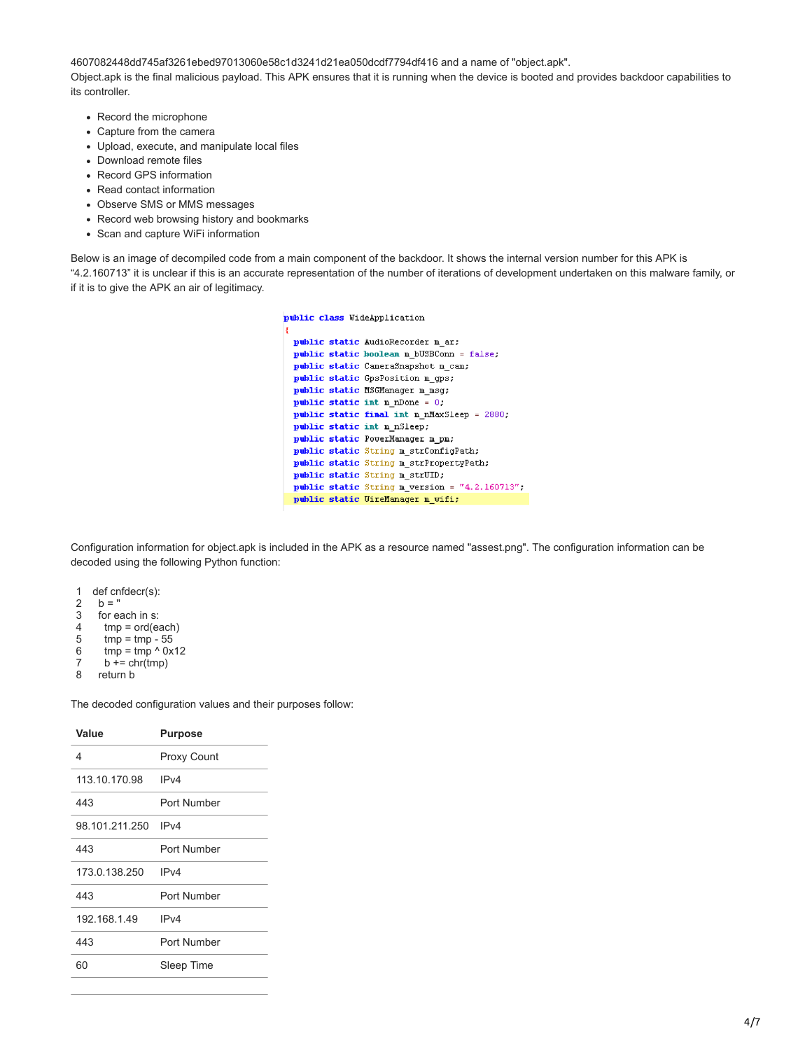4607082448dd745af3261ebed97013060e58c1d3241d21ea050dcdf7794df416 and a name of "object.apk".

Object.apk is the final malicious payload. This APK ensures that it is running when the device is booted and provides backdoor capabilities to its controller.

- Record the microphone
- Capture from the camera
- Upload, execute, and manipulate local files
- Download remote files
- Record GPS information
- Read contact information
- Observe SMS or MMS messages
- Record web browsing history and bookmarks
- Scan and capture WiFi information

Below is an image of decompiled code from a main component of the backdoor. It shows the internal version number for this APK is "4.2.160713" it is unclear if this is an accurate representation of the number of iterations of development undertaken on this malware family, or if it is to give the APK an air of legitimacy.

```
public class WideApplication
{
  public static AudioRecorder m_ar;
  public static boolean m_bUSBConn = false;
  public static CameraSnapshot m_cam;
  public static GpsPosition m_gps;
  public static MSGManager m_msg;
  public static int m_nDone = 0;
  public static final int m_nMaxSleep = 2880;
  public static int m_nSleep;
  public static PowerManager m_pm;
  public static String m_strConfigPath;
  public static String m_strPropertyPath;
  public static String m_strUID;
  public static String m_version = "4.2.160713";
  public static WireManager m_wifi;
```

Configuration information for object.apk is included in the APK as a resource named "assest.png". The configuration information can be decoded using the following Python function:

```
1  def cnfdecr(s):
2    b = ''
3    for each in s:
4      tmp = ord(each)
5      tmp = tmp - 55
6      tmp = tmp ^ 0x12
7      b += chr(tmp)
8    return b
```

The decoded configuration values and their purposes follow:

| Value | Purpose |
|---|---|
| 4 | Proxy Count |
| 113.10.170.98 | IPv4 |
| 443 | Port Number |
| 98.101.211.250 | IPv4 |
| 443 | Port Number |
| 173.0.138.250 | IPv4 |
| 443 | Port Number |
| 192.168.1.49 | IPv4 |
| 443 | Port Number |
| 60 | Sleep Time |
| | |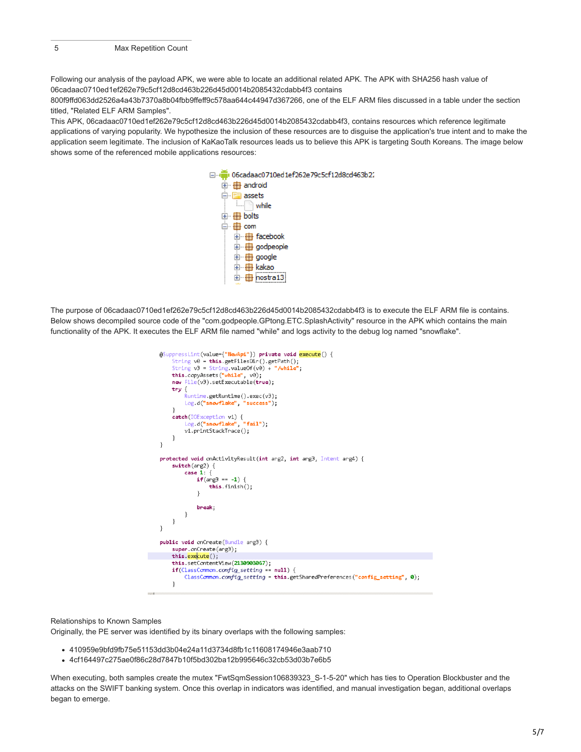| 5 | Max Repetition Count |
|---|---|

Following our analysis of the payload APK, we were able to locate an additional related APK. The APK with SHA256 hash value of 06cadaac0710ed1ef262e79c5cf12d8cd463b226d45d0014b2085432cdabb4f3 contains 800f9ffd063dd2526a4a43b7370a8b04fbb9ffeff9c578aa644c44947d367266, one of the ELF ARM files discussed in a table under the section titled, "Related ELF ARM Samples".

This APK, 06cadaac0710ed1ef262e79c5cf12d8cd463b226d45d0014b2085432cdabb4f3, contains resources which reference legitimate applications of varying popularity. We hypothesize the inclusion of these resources are to disguise the application's true intent and to make the application seem legitimate. The inclusion of KaKaoTalk resources leads us to believe this APK is targeting South Koreans. The image below shows some of the referenced mobile applications resources:

```
06cadaac0710ed1ef262e79c5cf12d8cd463b2
├── android
├── assets
│   └── while
├── bolts
└── com
    ├── facebook
    ├── godpeople
    ├── google
    ├── kakao
    └── nostra13
```

The purpose of 06cadaac0710ed1ef262e79c5cf12d8cd463b226d45d0014b2085432cdabb4f3 is to execute the ELF ARM file is contains. Below shows decompiled source code of the "com.godpeople.GPtong.ETC.SplashActivity" resource in the APK which contains the main functionality of the APK. It executes the ELF ARM file named "while" and logs activity to the debug log named "snowflake".

```java
@SuppressLint(value={"NewApi"}) private void execute() {
    String v0 = this.getFilesDir().getPath();
    String v3 = String.valueOf(v0) + "/while";
    this.copyAssets("while", v0);
    new File(v3).setExecutable(true);
    try {
        Runtime.getRuntime().exec(v3);
        Log.d("snowflake", "success");
    }
    catch(IOException v1) {
        Log.d("snowflake", "fail");
        v1.printStackTrace();
    }
}

protected void onActivityResult(int arg2, int arg3, Intent arg4) {
    switch(arg2) {
        case 1: {
            if(arg3 == -1) {
                this.finish();
            }

            break;
        }
    }
}

public void onCreate(Bundle arg3) {
    super.onCreate(arg3);
    this.execute();
    this.setContentView(2130903067);
    if(ClassCommon.config_setting == null) {
        ClassCommon.config_setting = this.getSharedPreferences("config_setting", 0);
    }
```

Relationships to Known Samples

Originally, the PE server was identified by its binary overlaps with the following samples:

- 410959e9bfd9fb75e51153dd3b04e24a11d3734d8fb1c11608174946e3aab710
- 4cf164497c275ae0f86c28d7847b10f5bd302ba12b995646c32cb53d03b7e6b5

When executing, both samples create the mutex "FwtSqmSession106839323_S-1-5-20" which has ties to Operation Blockbuster and the attacks on the SWIFT banking system. Once this overlap in indicators was identified, and manual investigation began, additional overlaps began to emerge.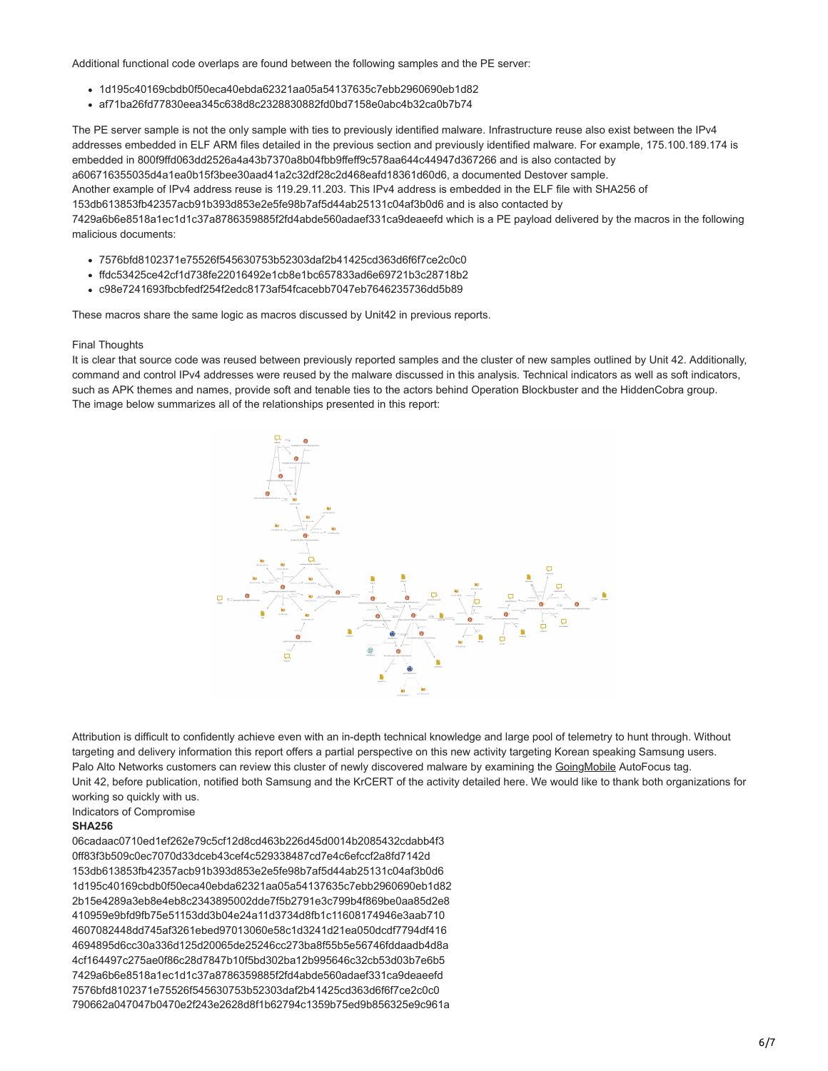Additional functional code overlaps are found between the following samples and the PE server:

- 1d195c40169cbdb0f50eca40ebda62321aa05a54137635c7ebb2960690eb1d82
- af71ba26fd77830eea345c638d8c2328830882fd0bd7158e0abc4b32ca0b7b74

The PE server sample is not the only sample with ties to previously identified malware. Infrastructure reuse also exist between the IPv4 addresses embedded in ELF ARM files detailed in the previous section and previously identified malware. For example, 175.100.189.174 is embedded in 800f9ffd063dd2526a4a43b7370a8b04fbb9ffeff9c578aa644c44947d367266 and is also contacted by a606716355035d4a1ea0b15f3bee30aad41a2c32df28c2d468eafd18361d60d6, a documented Destover sample.
Another example of IPv4 address reuse is 119.29.11.203. This IPv4 address is embedded in the ELF file with SHA256 of 153db613853fb42357acb91b393d853e2e5fe98b7af5d44ab25131c04af3b0d6 and is also contacted by 7429a6b6e8518a1ec1d1c37a8786359885f2fd4abde560adaef331ca9deaeefd which is a PE payload delivered by the macros in the following malicious documents:

- 7576bfd8102371e75526f545630753b52303daf2b41425cd363d6f6f7ce2c0c0
- ffdc53425ce42cf1d738fe22016492e1cb8e1bc657833ad6e69721b3c28718b2
- c98e7241693fbcbfedf254f2edc8173af54fcacebb7047eb7646235736dd5b89

These macros share the same logic as macros discussed by Unit42 in previous reports.

Final Thoughts
It is clear that source code was reused between previously reported samples and the cluster of new samples outlined by Unit 42. Additionally, command and control IPv4 addresses were reused by the malware discussed in this analysis. Technical indicators as well as soft indicators, such as APK themes and names, provide soft and tenable ties to the actors behind Operation Blockbuster and the HiddenCobra group.
The image below summarizes all of the relationships presented in this report:

Attribution is difficult to confidently achieve even with an in-depth technical knowledge and large pool of telemetry to hunt through. Without targeting and delivery information this report offers a partial perspective on this new activity targeting Korean speaking Samsung users.
Palo Alto Networks customers can review this cluster of newly discovered malware by examining the GoingMobile AutoFocus tag.
Unit 42, before publication, notified both Samsung and the KrCERT of the activity detailed here. We would like to thank both organizations for working so quickly with us.
Indicators of Compromise

**SHA256**

06cadaac0710ed1ef262e79c5cf12d8cd463b226d45d0014b2085432cdabb4f3
0ff83f3b509c0ec7070d33dceb43cef4c529338487cd7e4c6efccf2a8fd7142d
153db613853fb42357acb91b393d853e2e5fe98b7af5d44ab25131c04af3b0d6
1d195c40169cbdb0f50eca40ebda62321aa05a54137635c7ebb2960690eb1d82
2b15e4289a3eb8e4eb8c2343895002dde7f5b2791e3c799b4f869be0aa85d2e8
410959e9bfd9fb75e51153dd3b04e24a11d3734d8fb1c11608174946e3aab710
4607082448dd745af3261ebed97013060e58c1d3241d21ea050dcdf7794df416
4694895d6cc30a336d125d20065de25246cc273ba8f55b5e56746fddaadb4d8a
4cf164497c275ae0f86c28d7847b10f5bd302ba12b995646c32cb53d03b7e6b5
7429a6b6e8518a1ec1d1c37a8786359885f2fd4abde560adaef331ca9deaeefd
7576bfd8102371e75526f545630753b52303daf2b41425cd363d6f6f7ce2c0c0
790662a047047b0470e2f243e2628d8f1b62794c1359b75ed9b856325e9c961a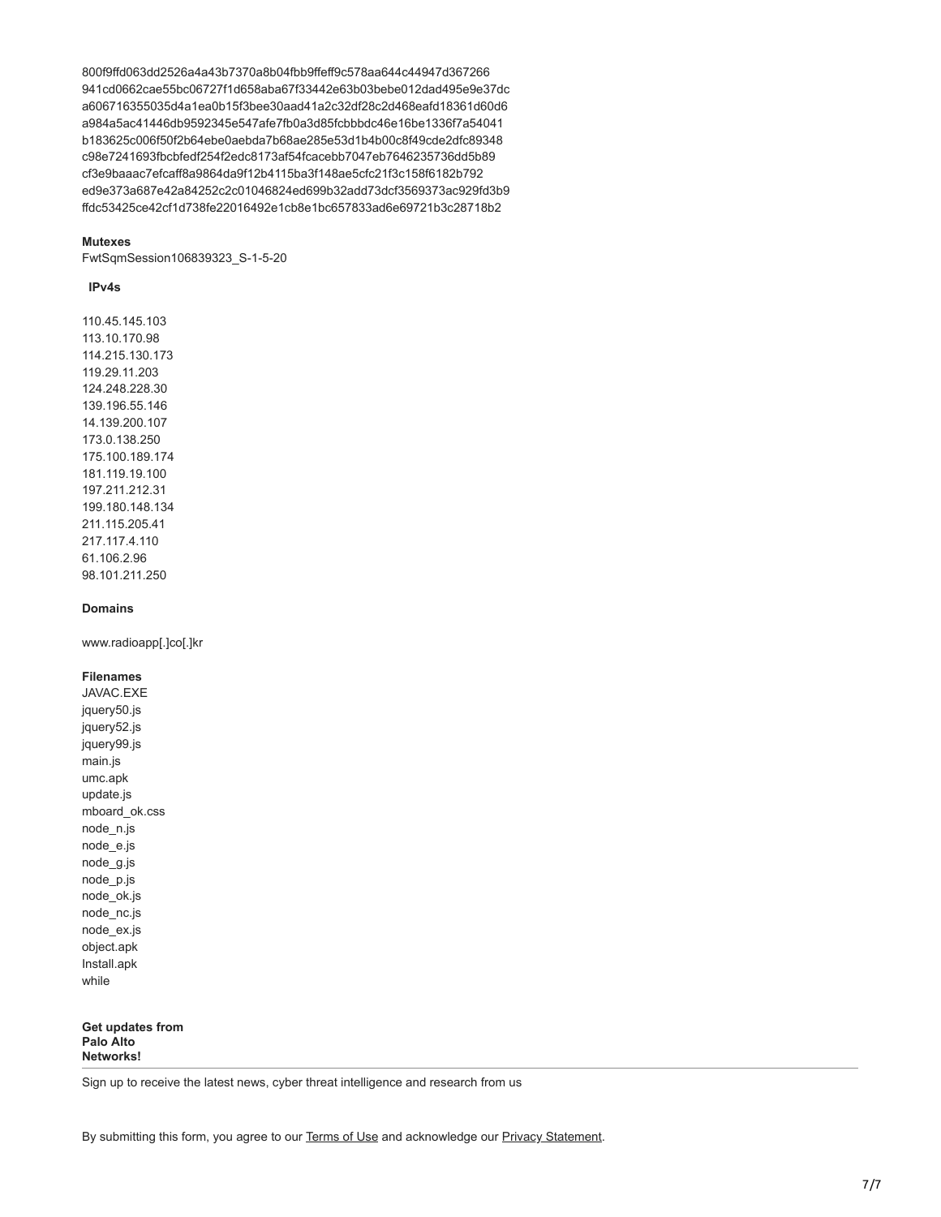800f9ffd063dd2526a4a43b7370a8b04fbb9ffeff9c578aa644c44947d367266
941cd0662cae55bc06727f1d658aba67f33442e63b03bebe012dad495e9e37dc
a606716355035d4a1ea0b15f3bee30aad41a2c32df28c2d468eafd18361d60d6
a984a5ac41446db9592345e547afe7fb0a3d85fcbbbdc46e16be1336f7a54041
b183625c006f50f2b64ebe0aebda7b68ae285e53d1b4b00c8f49cde2dfc89348
c98e7241693fbcbfedf254f2edc8173af54fcacebb7047eb7646235736dd5b89
cf3e9baaac7efcaff8a9864da9f12b4115ba3f148ae5cfc21f3c158f6182b792
ed9e373a687e42a84252c2c01046824ed699b32add73dcf3569373ac929fd3b9
ffdc53425ce42cf1d738fe22016492e1cb8e1bc657833ad6e69721b3c28718b2

**Mutexes**

FwtSqmSession106839323_S-1-5-20

**IPv4s**

110.45.145.103
113.10.170.98
114.215.130.173
119.29.11.203
124.248.228.30
139.196.55.146
14.139.200.107
173.0.138.250
175.100.189.174
181.119.19.100
197.211.212.31
199.180.148.134
211.115.205.41
217.117.4.110
61.106.2.96
98.101.211.250

**Domains**

www.radioapp[.]co[.]kr

**Filenames**

JAVAC.EXE
jquery50.js
jquery52.js
jquery99.js
main.js
umc.apk
update.js
mboard_ok.css
node_n.js
node_e.js
node_g.js
node_p.js
node_ok.js
node_nc.js
node_ex.js
object.apk
Install.apk
while

**Get updates from Palo Alto Networks!**

Sign up to receive the latest news, cyber threat intelligence and research from us

By submitting this form, you agree to our Terms of Use and acknowledge our Privacy Statement.